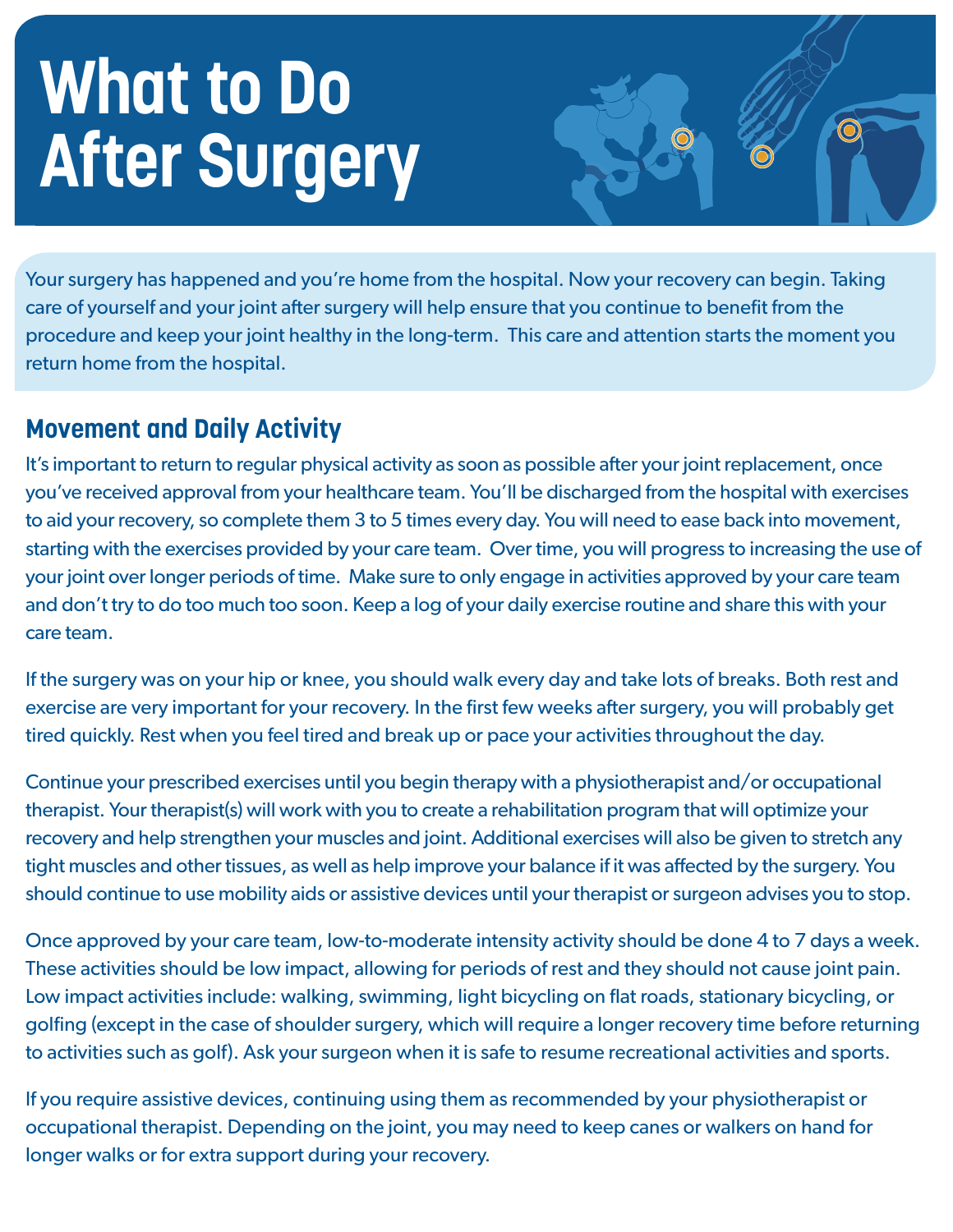# What to Do After Surgery

Your surgery has happened and you're home from the hospital. Now your recovery can begin. Taking care of yourself and your joint after surgery will help ensure that you continue to benefit from the procedure and keep your joint healthy in the long-term. This care and attention starts the moment you return home from the hospital.

## Movement and Daily Activity

It's important to return to regular physical activity as soon as possible after your joint replacement, once you've received approval from your healthcare team. You'll be discharged from the hospital with exercises to aid your recovery, so complete them 3 to 5 times every day. You will need to ease back into movement, starting with the exercises provided by your care team. Over time, you will progress to increasing the use of your joint over longer periods of time. Make sure to only engage in activities approved by your care team and don't try to do too much too soon. Keep a log of your daily exercise routine and share this with your care team.

If the surgery was on your hip or knee, you should walk every day and take lots of breaks. Both rest and exercise are very important for your recovery. In the first few weeks after surgery, you will probably get tired quickly. Rest when you feel tired and break up or pace your activities throughout the day.

Continue your prescribed exercises until you begin therapy with a physiotherapist and/or occupational therapist. Your therapist(s) will work with you to create a rehabilitation program that will optimize your recovery and help strengthen your muscles and joint. Additional exercises will also be given to stretch any tight muscles and other tissues, as well as help improve your balance if it was affected by the surgery. You should continue to use mobility aids or assistive devices until your therapist or surgeon advises you to stop.

Once approved by your care team, low-to-moderate intensity activity should be done 4 to 7 days a week. These activities should be low impact, allowing for periods of rest and they should not cause joint pain. Low impact activities include: walking, swimming, light bicycling on flat roads, stationary bicycling, or golfing (except in the case of shoulder surgery, which will require a longer recovery time before returning to activities such as golf). Ask your surgeon when it is safe to resume recreational activities and sports.

If you require assistive devices, continuing using them as recommended by your physiotherapist or occupational therapist. Depending on the joint, you may need to keep canes or walkers on hand for longer walks or for extra support during your recovery.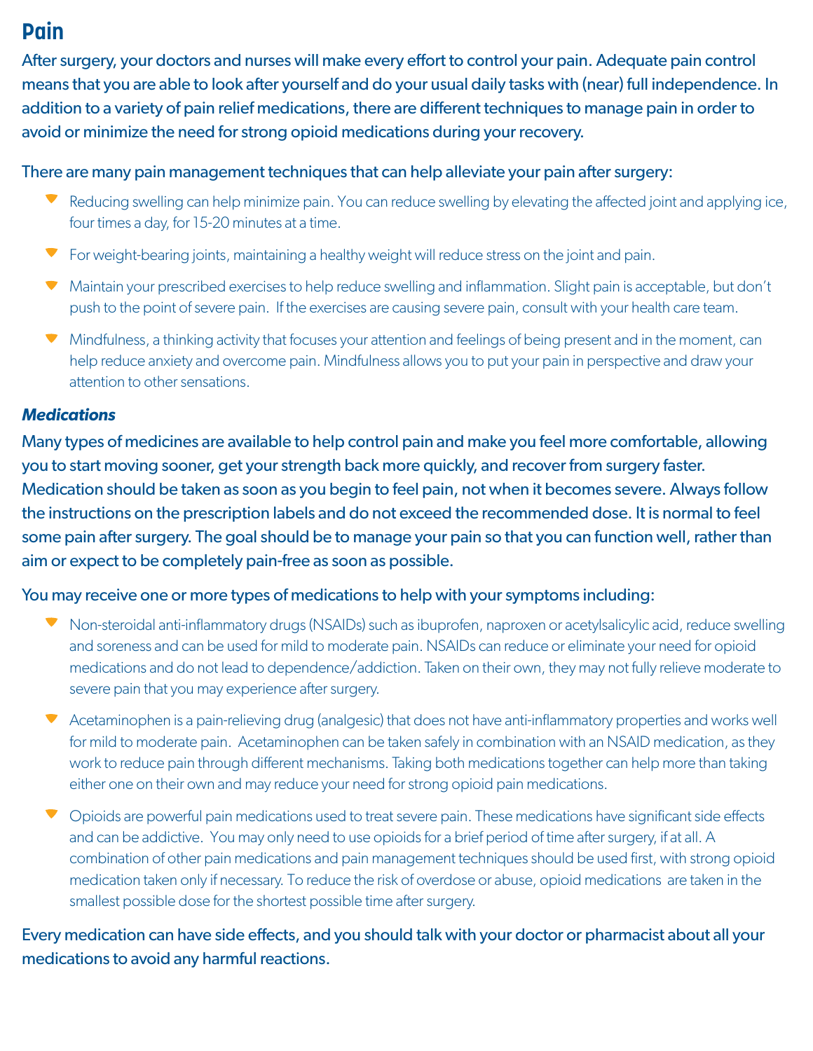## Pain

After surgery, your doctors and nurses will make every effort to control your pain. Adequate pain control means that you are able to look after yourself and do your usual daily tasks with (near) full independence. In addition to a variety of pain relief medications, there are different techniques to manage pain in order to avoid or minimize the need for strong opioid medications during your recovery.

There are many pain management techniques that can help alleviate your pain after surgery:

- Reducing swelling can help minimize pain. You can reduce swelling by elevating the affected joint and applying ice, four times a day, for 15-20 minutes at a time.
- For weight-bearing joints, maintaining a healthy weight will reduce stress on the joint and pain.
- Maintain your prescribed exercises to help reduce swelling and inflammation. Slight pain is acceptable, but don't push to the point of severe pain. If the exercises are causing severe pain, consult with your health care team.
- Mindfulness, a thinking activity that focuses your attention and feelings of being present and in the moment, can help reduce anxiety and overcome pain. Mindfulness allows you to put your pain in perspective and draw your attention to other sensations.

### *Medications*

Many types of medicines are available to help control pain and make you feel more comfortable, allowing you to start moving sooner, get your strength back more quickly, and recover from surgery faster. Medication should be taken as soon as you begin to feel pain, not when it becomes severe. Always follow the instructions on the prescription labels and do not exceed the recommended dose. It is normal to feel some pain after surgery. The goal should be to manage your pain so that you can function well, rather than aim or expect to be completely pain-free as soon as possible.

You may receive one or more types of medications to help with your symptoms including:

- Non-steroidal anti-inflammatory drugs (NSAIDs) such as ibuprofen, naproxen or acetylsalicylic acid, reduce swelling and soreness and can be used for mild to moderate pain. NSAIDs can reduce or eliminate your need for opioid medications and do not lead to dependence/addiction. Taken on their own, they may not fully relieve moderate to severe pain that you may experience after surgery.
- Acetaminophen is a pain-relieving drug (analgesic) that does not have anti-inflammatory properties and works well for mild to moderate pain. Acetaminophen can be taken safely in combination with an NSAID medication, as they work to reduce pain through different mechanisms. Taking both medications together can help more than taking either one on their own and may reduce your need for strong opioid pain medications.
- Opioids are powerful pain medications used to treat severe pain. These medications have significant side effects and can be addictive. You may only need to use opioids for a brief period of time after surgery, if at all. A combination of other pain medications and pain management techniques should be used first, with strong opioid medication taken only if necessary. To reduce the risk of overdose or abuse, opioid medications are taken in the smallest possible dose for the shortest possible time after surgery.

Every medication can have side effects, and you should talk with your doctor or pharmacist about all your medications to avoid any harmful reactions.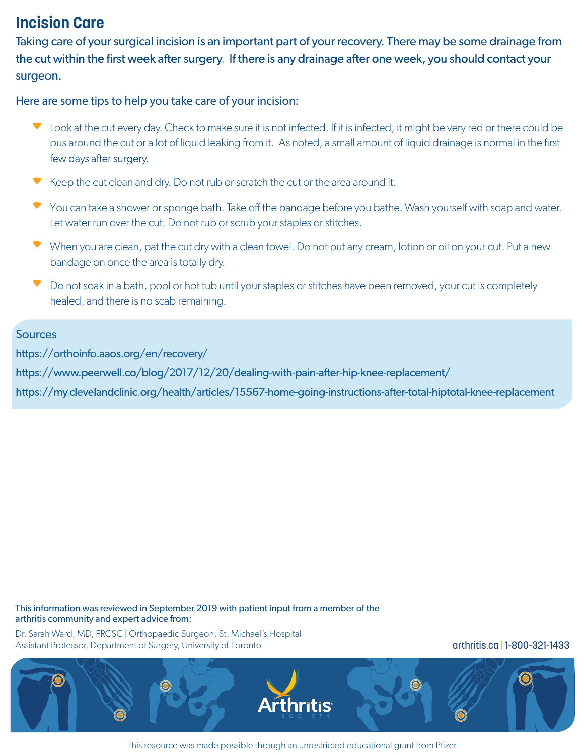## Incision Care

Taking care of your surgical incision is an important part of your recovery. There may be some drainage from the cut within the first week after surgery. If there is any drainage after one week, you should contact your surgeon.

Here are some tips to help you take care of your incision:

- Look at the cut every day. Check to make sure it is not infected. If it is infected, it might be very red or there could be pus around the cut or a lot of liquid leaking from it. As noted, a small amount of liquid drainage is normal in the first few days after surgery.
- Keep the cut clean and dry. Do not rub or scratch the cut or the area around it.
- You can take a shower or sponge bath. Take off the bandage before you bathe. Wash yourself with soap and water. Let water run over the cut. Do not rub or scrub your staples or stitches.
- When you are clean, pat the cut dry with a clean towel. Do not put any cream, lotion or oil on your cut. Put a new bandage on once the area is totally dry.
- Do not soak in a bath, pool or hot tub until your staples or stitches have been removed, your cut is completely healed, and there is no scab remaining.

### Sources

https://orthoinfo.aaos.org/en/recovery/

https://www.peerwell.co/blog/2017/12/20/dealing-with-pain-after-hip-knee-replacement/

https://my.clevelandclinic.org/health/articles/15567-home-going-instructions-after-total-hiptotal-knee-replacement

**This information was reviewed in September 2019 with patient input from a member of the arthritis community and expert advice from:**

Dr. Sarah Ward, MD, FRCSC | Orthopaedic Surgeon, St. Michael's Hospital
Assistant Professor, Department of Surgery, University of Toronto

arthritis.ca | 1-800-321-1433

Arthritis Society

This resource was made possible through an unrestricted educational grant from Pfizer